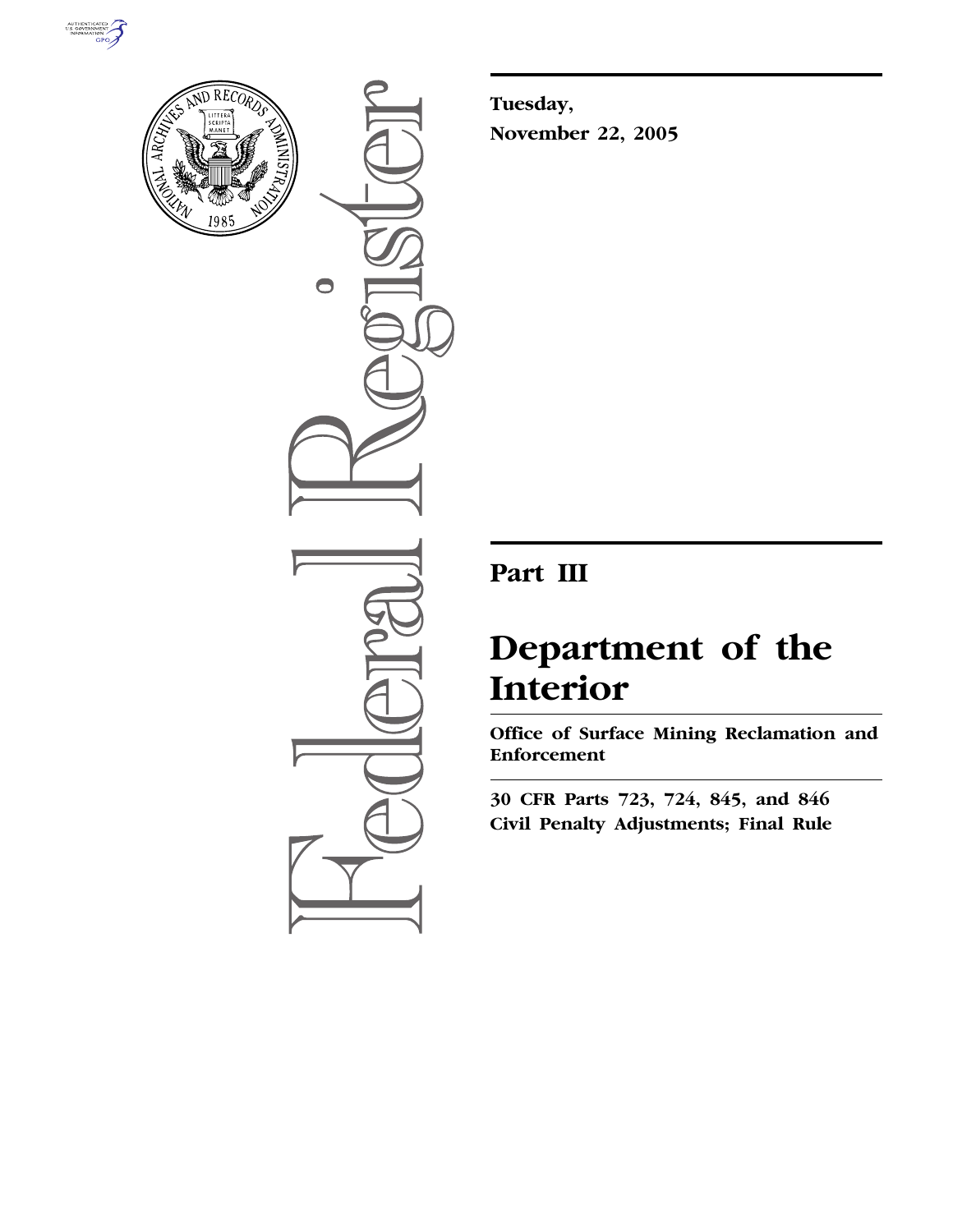Tuesday,

November 22, 2005

# Part III

# Department of the Interior

## Office of Surface Mining Reclamation and Enforcement

**30 CFR Parts 723, 724, 845, and 846**
**Civil Penalty Adjustments; Final Rule**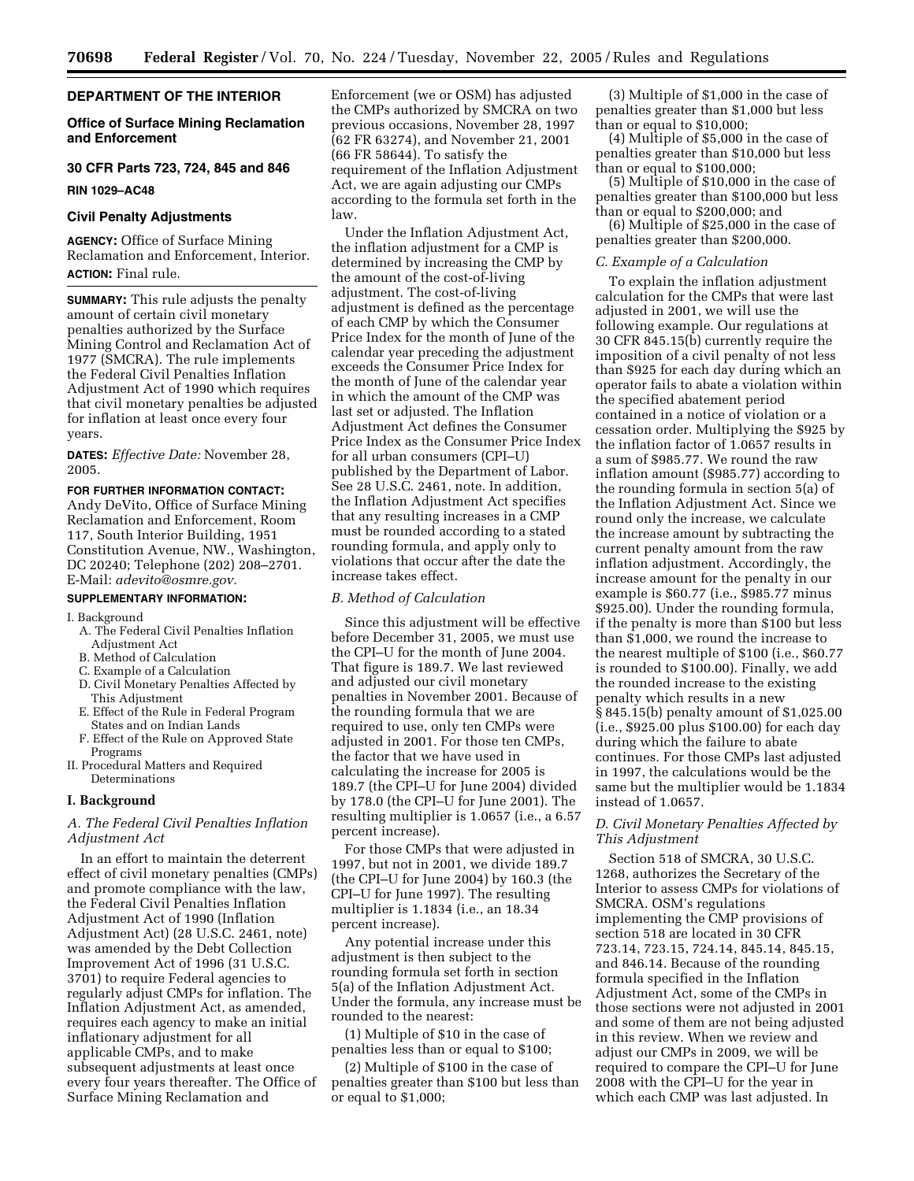## DEPARTMENT OF THE INTERIOR

### Office of Surface Mining Reclamation and Enforcement

### 30 CFR Parts 723, 724, 845 and 846

**RIN 1029–AC48**

### Civil Penalty Adjustments

**AGENCY:** Office of Surface Mining Reclamation and Enforcement, Interior.

**ACTION:** Final rule.

**SUMMARY:** This rule adjusts the penalty amount of certain civil monetary penalties authorized by the Surface Mining Control and Reclamation Act of 1977 (SMCRA). The rule implements the Federal Civil Penalties Inflation Adjustment Act of 1990 which requires that civil monetary penalties be adjusted for inflation at least once every four years.

**DATES:** *Effective Date:* November 28, 2005.

**FOR FURTHER INFORMATION CONTACT:** Andy DeVito, Office of Surface Mining Reclamation and Enforcement, Room 117, South Interior Building, 1951 Constitution Avenue, NW., Washington, DC 20240; Telephone (202) 208–2701. E-Mail: *adevito@osmre.gov.*

**SUPPLEMENTARY INFORMATION:**

I. Background
- A. The Federal Civil Penalties Inflation Adjustment Act
- B. Method of Calculation
- C. Example of a Calculation
- D. Civil Monetary Penalties Affected by This Adjustment
- E. Effect of the Rule in Federal Program States and on Indian Lands
- F. Effect of the Rule on Approved State Programs

II. Procedural Matters and Required Determinations

## I. Background

### *A. The Federal Civil Penalties Inflation Adjustment Act*

In an effort to maintain the deterrent effect of civil monetary penalties (CMPs) and promote compliance with the law, the Federal Civil Penalties Inflation Adjustment Act of 1990 (Inflation Adjustment Act) (28 U.S.C. 2461, note) was amended by the Debt Collection Improvement Act of 1996 (31 U.S.C. 3701) to require Federal agencies to regularly adjust CMPs for inflation. The Inflation Adjustment Act, as amended, requires each agency to make an initial inflationary adjustment for all applicable CMPs, and to make subsequent adjustments at least once every four years thereafter. The Office of Surface Mining Reclamation and Enforcement (we or OSM) has adjusted the CMPs authorized by SMCRA on two previous occasions, November 28, 1997 (62 FR 63274), and November 21, 2001 (66 FR 58644). To satisfy the requirement of the Inflation Adjustment Act, we are again adjusting our CMPs according to the formula set forth in the law.

Under the Inflation Adjustment Act, the inflation adjustment for a CMP is determined by increasing the CMP by the amount of the cost-of-living adjustment. The cost-of-living adjustment is defined as the percentage of each CMP by which the Consumer Price Index for the month of June of the calendar year preceding the adjustment exceeds the Consumer Price Index for the month of June of the calendar year in which the amount of the CMP was last set or adjusted. The Inflation Adjustment Act defines the Consumer Price Index as the Consumer Price Index for all urban consumers (CPI–U) published by the Department of Labor. See 28 U.S.C. 2461, note. In addition, the Inflation Adjustment Act specifies that any resulting increases in a CMP must be rounded according to a stated rounding formula, and apply only to violations that occur after the date the increase takes effect.

### *B. Method of Calculation*

Since this adjustment will be effective before December 31, 2005, we must use the CPI–U for the month of June 2004. That figure is 189.7. We last reviewed and adjusted our civil monetary penalties in November 2001. Because of the rounding formula that we are required to use, only ten CMPs were adjusted in 2001. For those ten CMPs, the factor that we have used in calculating the increase for 2005 is 189.7 (the CPI–U for June 2004) divided by 178.0 (the CPI–U for June 2001). The resulting multiplier is 1.0657 (i.e., a 6.57 percent increase).

For those CMPs that were adjusted in 1997, but not in 2001, we divide 189.7 (the CPI–U for June 2004) by 160.3 (the CPI–U for June 1997). The resulting multiplier is 1.1834 (i.e., an 18.34 percent increase).

Any potential increase under this adjustment is then subject to the rounding formula set forth in section 5(a) of the Inflation Adjustment Act. Under the formula, any increase must be rounded to the nearest:

(1) Multiple of $10 in the case of penalties less than or equal to $100;

(2) Multiple of $100 in the case of penalties greater than $100 but less than or equal to $1,000;

(3) Multiple of $1,000 in the case of penalties greater than $1,000 but less than or equal to $10,000;

(4) Multiple of $5,000 in the case of penalties greater than $10,000 but less than or equal to $100,000;

(5) Multiple of $10,000 in the case of penalties greater than $100,000 but less than or equal to $200,000; and

(6) Multiple of $25,000 in the case of penalties greater than $200,000.

### *C. Example of a Calculation*

To explain the inflation adjustment calculation for the CMPs that were last adjusted in 2001, we will use the following example. Our regulations at 30 CFR 845.15(b) currently require the imposition of a civil penalty of not less than $925 for each day during which an operator fails to abate a violation within the specified abatement period contained in a notice of violation or a cessation order. Multiplying the $925 by the inflation factor of 1.0657 results in a sum of $985.77. We round the raw inflation amount ($985.77) according to the rounding formula in section 5(a) of the Inflation Adjustment Act. Since we round only the increase, we calculate the increase amount by subtracting the current penalty amount from the raw inflation adjustment. Accordingly, the increase amount for the penalty in our example is $60.77 (i.e., $985.77 minus $925.00). Under the rounding formula, if the penalty is more than $100 but less than $1,000, we round the increase to the nearest multiple of $100 (i.e., $60.77 is rounded to $100.00). Finally, we add the rounded increase to the existing penalty which results in a new § 845.15(b) penalty amount of $1,025.00 (i.e., $925.00 plus $100.00) for each day during which the failure to abate continues. For those CMPs last adjusted in 1997, the calculations would be the same but the multiplier would be 1.1834 instead of 1.0657.

### *D. Civil Monetary Penalties Affected by This Adjustment*

Section 518 of SMCRA, 30 U.S.C. 1268, authorizes the Secretary of the Interior to assess CMPs for violations of SMCRA. OSM's regulations implementing the CMP provisions of section 518 are located in 30 CFR 723.14, 723.15, 724.14, 845.14, 845.15, and 846.14. Because of the rounding formula specified in the Inflation Adjustment Act, some of the CMPs in those sections were not adjusted in 2001 and some of them are not being adjusted in this review. When we review and adjust our CMPs in 2009, we will be required to compare the CPI–U for June 2008 with the CPI–U for the year in which each CMP was last adjusted. In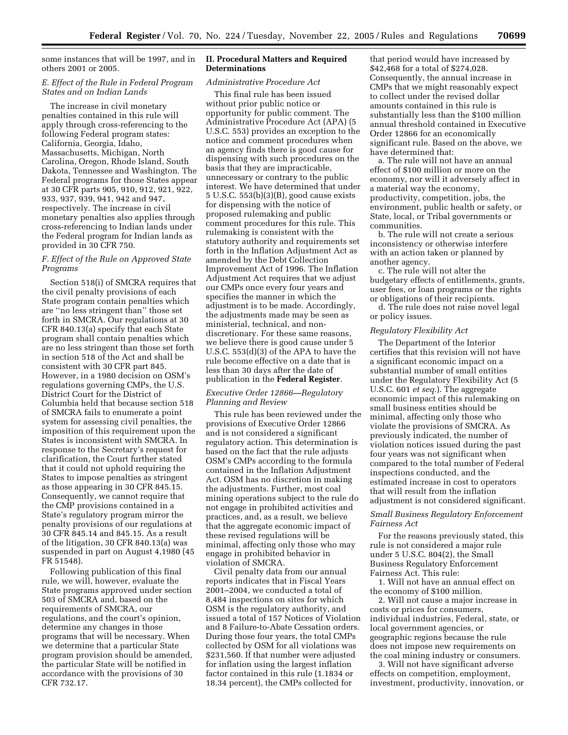some instances that will be 1997, and in others 2001 or 2005.

### E. Effect of the Rule in Federal Program States and on Indian Lands

The increase in civil monetary penalties contained in this rule will apply through cross-referencing to the following Federal program states: California, Georgia, Idaho, Massachusetts, Michigan, North Carolina, Oregon, Rhode Island, South Dakota, Tennessee and Washington. The Federal programs for those States appear at 30 CFR parts 905, 910, 912, 921, 922, 933, 937, 939, 941, 942 and 947, respectively. The increase in civil monetary penalties also applies through cross-referencing to Indian lands under the Federal program for Indian lands as provided in 30 CFR 750.

### F. Effect of the Rule on Approved State Programs

Section 518(i) of SMCRA requires that the civil penalty provisions of each State program contain penalties which are ''no less stringent than'' those set forth in SMCRA. Our regulations at 30 CFR 840.13(a) specify that each State program shall contain penalties which are no less stringent than those set forth in section 518 of the Act and shall be consistent with 30 CFR part 845. However, in a 1980 decision on OSM's regulations governing CMPs, the U.S. District Court for the District of Columbia held that because section 518 of SMCRA fails to enumerate a point system for assessing civil penalties, the imposition of this requirement upon the States is inconsistent with SMCRA. In response to the Secretary's request for clarification, the Court further stated that it could not uphold requiring the States to impose penalties as stringent as those appearing in 30 CFR 845.15. Consequently, we cannot require that the CMP provisions contained in a State's regulatory program mirror the penalty provisions of our regulations at 30 CFR 845.14 and 845.15. As a result of the litigation, 30 CFR 840.13(a) was suspended in part on August 4,1980 (45 FR 51548).

Following publication of this final rule, we will, however, evaluate the State programs approved under section 503 of SMCRA and, based on the requirements of SMCRA, our regulations, and the court's opinion, determine any changes in those programs that will be necessary. When we determine that a particular State program provision should be amended, the particular State will be notified in accordance with the provisions of 30 CFR 732.17.

## II. Procedural Matters and Required Determinations

### Administrative Procedure Act

This final rule has been issued without prior public notice or opportunity for public comment. The Administrative Procedure Act (APA) (5 U.S.C. 553) provides an exception to the notice and comment procedures when an agency finds there is good cause for dispensing with such procedures on the basis that they are impracticable, unnecessary or contrary to the public interest. We have determined that under 5 U.S.C. 553(b)(3)(B), good cause exists for dispensing with the notice of proposed rulemaking and public comment procedures for this rule. This rulemaking is consistent with the statutory authority and requirements set forth in the Inflation Adjustment Act as amended by the Debt Collection Improvement Act of 1996. The Inflation Adjustment Act requires that we adjust our CMPs once every four years and specifies the manner in which the adjustment is to be made. Accordingly, the adjustments made may be seen as ministerial, technical, and non-discretionary. For these same reasons, we believe there is good cause under 5 U.S.C. 553(d)(3) of the APA to have the rule become effective on a date that is less than 30 days after the date of publication in the **Federal Register**.

### Executive Order 12866—Regulatory Planning and Review

This rule has been reviewed under the provisions of Executive Order 12866 and is not considered a significant regulatory action. This determination is based on the fact that the rule adjusts OSM's CMPs according to the formula contained in the Inflation Adjustment Act. OSM has no discretion in making the adjustments. Further, most coal mining operations subject to the rule do not engage in prohibited activities and practices, and, as a result, we believe that the aggregate economic impact of these revised regulations will be minimal, affecting only those who may engage in prohibited behavior in violation of SMCRA.

Civil penalty data from our annual reports indicates that in Fiscal Years 2001–2004, we conducted a total of 8,484 inspections on sites for which OSM is the regulatory authority, and issued a total of 157 Notices of Violation and 8 Failure-to-Abate Cessation orders. During those four years, the total CMPs collected by OSM for all violations was $231,560. If that number were adjusted for inflation using the largest inflation factor contained in this rule (1.1834 or 18.34 percent), the CMPs collected for that period would have increased by $42,468 for a total of $274,028. Consequently, the annual increase in CMPs that we might reasonably expect to collect under the revised dollar amounts contained in this rule is substantially less than the $100 million annual threshold contained in Executive Order 12866 for an economically significant rule. Based on the above, we have determined that:

a. The rule will not have an annual effect of $100 million or more on the economy, nor will it adversely affect in a material way the economy, productivity, competition, jobs, the environment, public health or safety, or State, local, or Tribal governments or communities.

b. The rule will not create a serious inconsistency or otherwise interfere with an action taken or planned by another agency.

c. The rule will not alter the budgetary effects of entitlements, grants, user fees, or loan programs or the rights or obligations of their recipients.

d. The rule does not raise novel legal or policy issues.

### Regulatory Flexibility Act

The Department of the Interior certifies that this revision will not have a significant economic impact on a substantial number of small entities under the Regulatory Flexibility Act (5 U.S.C. 601 *et seq.*). The aggregate economic impact of this rulemaking on small business entities should be minimal, affecting only those who violate the provisions of SMCRA. As previously indicated, the number of violation notices issued during the past four years was not significant when compared to the total number of Federal inspections conducted, and the estimated increase in cost to operators that will result from the inflation adjustment is not considered significant.

### Small Business Regulatory Enforcement Fairness Act

For the reasons previously stated, this rule is not considered a major rule under 5 U.S.C. 804(2), the Small Business Regulatory Enforcement Fairness Act. This rule:

1. Will not have an annual effect on the economy of $100 million.

2. Will not cause a major increase in costs or prices for consumers, individual industries, Federal, state, or local government agencies, or geographic regions because the rule does not impose new requirements on the coal mining industry or consumers.

3. Will not have significant adverse effects on competition, employment, investment, productivity, innovation, or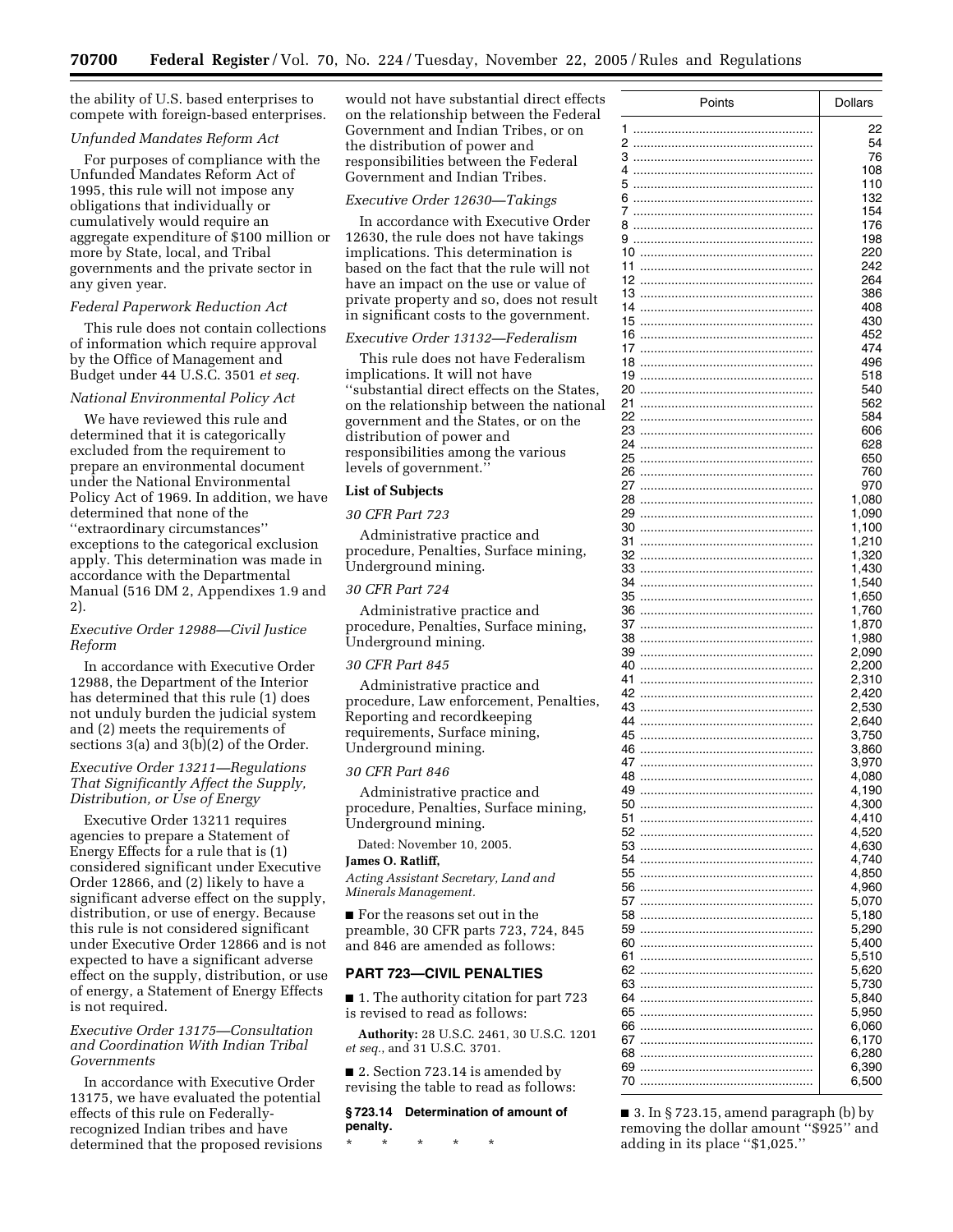the ability of U.S. based enterprises to compete with foreign-based enterprises.

*Unfunded Mandates Reform Act*

For purposes of compliance with the Unfunded Mandates Reform Act of 1995, this rule will not impose any obligations that individually or cumulatively would require an aggregate expenditure of $100 million or more by State, local, and Tribal governments and the private sector in any given year.

*Federal Paperwork Reduction Act*

This rule does not contain collections of information which require approval by the Office of Management and Budget under 44 U.S.C. 3501 *et seq.*

*National Environmental Policy Act*

We have reviewed this rule and determined that it is categorically excluded from the requirement to prepare an environmental document under the National Environmental Policy Act of 1969. In addition, we have determined that none of the ''extraordinary circumstances'' exceptions to the categorical exclusion apply. This determination was made in accordance with the Departmental Manual (516 DM 2, Appendixes 1.9 and 2).

*Executive Order 12988—Civil Justice Reform*

In accordance with Executive Order 12988, the Department of the Interior has determined that this rule (1) does not unduly burden the judicial system and (2) meets the requirements of sections 3(a) and 3(b)(2) of the Order.

*Executive Order 13211—Regulations That Significantly Affect the Supply, Distribution, or Use of Energy*

Executive Order 13211 requires agencies to prepare a Statement of Energy Effects for a rule that is (1) considered significant under Executive Order 12866, and (2) likely to have a significant adverse effect on the supply, distribution, or use of energy. Because this rule is not considered significant under Executive Order 12866 and is not expected to have a significant adverse effect on the supply, distribution, or use of energy, a Statement of Energy Effects is not required.

*Executive Order 13175—Consultation and Coordination With Indian Tribal Governments*

In accordance with Executive Order 13175, we have evaluated the potential effects of this rule on Federally-recognized Indian tribes and have determined that the proposed revisions would not have substantial direct effects on the relationship between the Federal Government and Indian Tribes, or on the distribution of power and responsibilities between the Federal Government and Indian Tribes.

*Executive Order 12630—Takings*

In accordance with Executive Order 12630, the rule does not have takings implications. This determination is based on the fact that the rule will not have an impact on the use or value of private property and so, does not result in significant costs to the government.

*Executive Order 13132—Federalism*

This rule does not have Federalism implications. It will not have ''substantial direct effects on the States, on the relationship between the national government and the States, or on the distribution of power and responsibilities among the various levels of government.''

**List of Subjects**

*30 CFR Part 723*

Administrative practice and procedure, Penalties, Surface mining, Underground mining.

*30 CFR Part 724*

Administrative practice and procedure, Penalties, Surface mining, Underground mining.

*30 CFR Part 845*

Administrative practice and procedure, Law enforcement, Penalties, Reporting and recordkeeping requirements, Surface mining, Underground mining.

*30 CFR Part 846*

Administrative practice and procedure, Penalties, Surface mining, Underground mining.

Dated: November 10, 2005.

**James O. Ratliff,**

*Acting Assistant Secretary, Land and Minerals Management.*

■ For the reasons set out in the preamble, 30 CFR parts 723, 724, 845 and 846 are amended as follows:

## PART 723—CIVIL PENALTIES

■ 1. The authority citation for part 723 is revised to read as follows:

**Authority:** 28 U.S.C. 2461, 30 U.S.C. 1201 *et seq.*, and 31 U.S.C. 3701.

■ 2. Section 723.14 is amended by revising the table to read as follows:

**§ 723.14 Determination of amount of penalty.**

\* \* \* \* \*

| Points | Dollars |
|---|---|
| 1 | 22 |
| 2 | 54 |
| 3 | 76 |
| 4 | 108 |
| 5 | 110 |
| 6 | 132 |
| 7 | 154 |
| 8 | 176 |
| 9 | 198 |
| 10 | 220 |
| 11 | 242 |
| 12 | 264 |
| 13 | 386 |
| 14 | 408 |
| 15 | 430 |
| 16 | 452 |
| 17 | 474 |
| 18 | 496 |
| 19 | 518 |
| 20 | 540 |
| 21 | 562 |
| 22 | 584 |
| 23 | 606 |
| 24 | 628 |
| 25 | 650 |
| 26 | 760 |
| 27 | 970 |
| 28 | 1,080 |
| 29 | 1,090 |
| 30 | 1,100 |
| 31 | 1,210 |
| 32 | 1,320 |
| 33 | 1,430 |
| 34 | 1,540 |
| 35 | 1,650 |
| 36 | 1,760 |
| 37 | 1,870 |
| 38 | 1,980 |
| 39 | 2,090 |
| 40 | 2,200 |
| 41 | 2,310 |
| 42 | 2,420 |
| 43 | 2,530 |
| 44 | 2,640 |
| 45 | 3,750 |
| 46 | 3,860 |
| 47 | 3,970 |
| 48 | 4,080 |
| 49 | 4,190 |
| 50 | 4,300 |
| 51 | 4,410 |
| 52 | 4,520 |
| 53 | 4,630 |
| 54 | 4,740 |
| 55 | 4,850 |
| 56 | 4,960 |
| 57 | 5,070 |
| 58 | 5,180 |
| 59 | 5,290 |
| 60 | 5,400 |
| 61 | 5,510 |
| 62 | 5,620 |
| 63 | 5,730 |
| 64 | 5,840 |
| 65 | 5,950 |
| 66 | 6,060 |
| 67 | 6,170 |
| 68 | 6,280 |
| 69 | 6,390 |
| 70 | 6,500 |

■ 3. In § 723.15, amend paragraph (b) by removing the dollar amount ''$925'' and adding in its place ''$1,025.''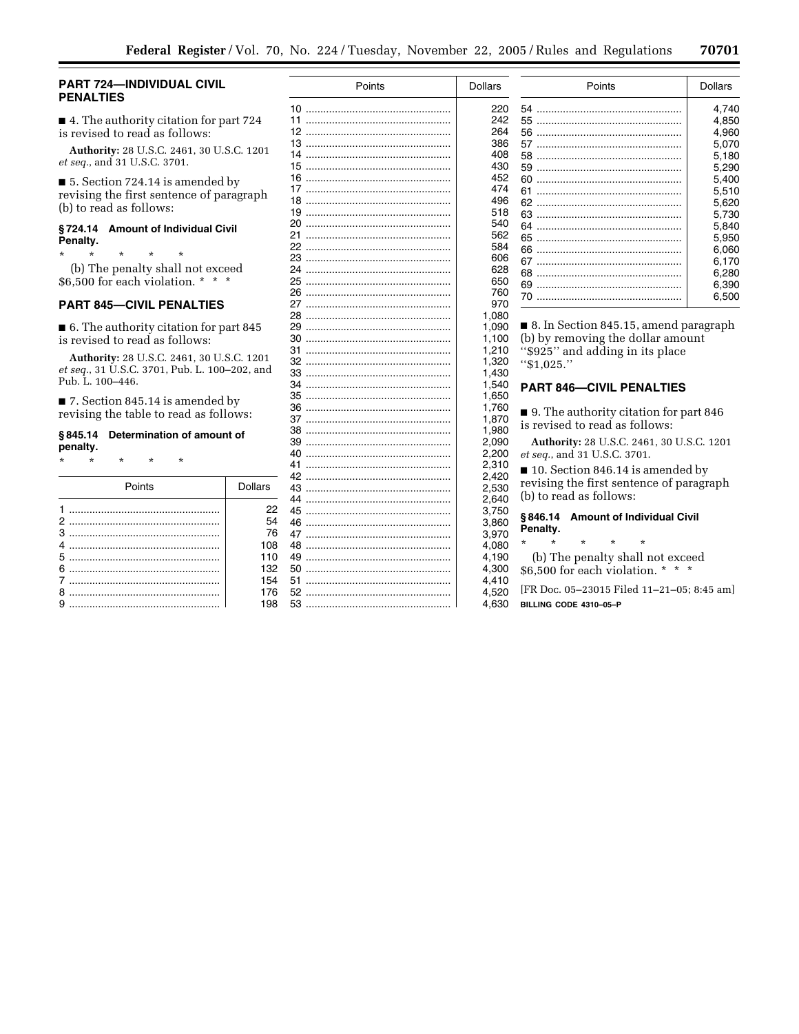## PART 724—INDIVIDUAL CIVIL PENALTIES

■ 4. The authority citation for part 724 is revised to read as follows:

**Authority:** 28 U.S.C. 2461, 30 U.S.C. 1201 *et seq.*, and 31 U.S.C. 3701.

■ 5. Section 724.14 is amended by revising the first sentence of paragraph (b) to read as follows:

### § 724.14 Amount of Individual Civil Penalty.

\* \* \* \* \*

(b) The penalty shall not exceed $6,500 for each violation. \* \* \*

## PART 845—CIVIL PENALTIES

■ 6. The authority citation for part 845 is revised to read as follows:

**Authority:** 28 U.S.C. 2461, 30 U.S.C. 1201 *et seq.*, 31 U.S.C. 3701, Pub. L. 100–202, and Pub. L. 100–446.

■ 7. Section 845.14 is amended by revising the table to read as follows:

### § 845.14 Determination of amount of penalty.

\* \* \* \* \*

| Points | Dollars |
|---|---|
| 1 | 22 |
| 2 | 54 |
| 3 | 76 |
| 4 | 108 |
| 5 | 110 |
| 6 | 132 |
| 7 | 154 |
| 8 | 176 |
| 9 | 198 |
| 10 | 220 |
| 11 | 242 |
| 12 | 264 |
| 13 | 386 |
| 14 | 408 |
| 15 | 430 |
| 16 | 452 |
| 17 | 474 |
| 18 | 496 |
| 19 | 518 |
| 20 | 540 |
| 21 | 562 |
| 22 | 584 |
| 23 | 606 |
| 24 | 628 |
| 25 | 650 |
| 26 | 760 |
| 27 | 970 |
| 28 | 1,080 |
| 29 | 1,090 |
| 30 | 1,100 |
| 31 | 1,210 |
| 32 | 1,320 |
| 33 | 1,430 |
| 34 | 1,540 |
| 35 | 1,650 |
| 36 | 1,760 |
| 37 | 1,870 |
| 38 | 1,980 |
| 39 | 2,090 |
| 40 | 2,200 |
| 41 | 2,310 |
| 42 | 2,420 |
| 43 | 2,530 |
| 44 | 2,640 |
| 45 | 3,750 |
| 46 | 3,860 |
| 47 | 3,970 |
| 48 | 4,080 |
| 49 | 4,190 |
| 50 | 4,300 |
| 51 | 4,410 |
| 52 | 4,520 |
| 53 | 4,630 |
| 54 | 4,740 |
| 55 | 4,850 |
| 56 | 4,960 |
| 57 | 5,070 |
| 58 | 5,180 |
| 59 | 5,290 |
| 60 | 5,400 |
| 61 | 5,510 |
| 62 | 5,620 |
| 63 | 5,730 |
| 64 | 5,840 |
| 65 | 5,950 |
| 66 | 6,060 |
| 67 | 6,170 |
| 68 | 6,280 |
| 69 | 6,390 |
| 70 | 6,500 |

■ 8. In Section 845.15, amend paragraph (b) by removing the dollar amount ''$925'' and adding in its place ''$1,025.''

## PART 846—CIVIL PENALTIES

■ 9. The authority citation for part 846 is revised to read as follows:

**Authority:** 28 U.S.C. 2461, 30 U.S.C. 1201 *et seq.*, and 31 U.S.C. 3701.

■ 10. Section 846.14 is amended by revising the first sentence of paragraph (b) to read as follows:

### § 846.14 Amount of Individual Civil Penalty.

\* \* \* \* \*

(b) The penalty shall not exceed $6,500 for each violation. \* \* \*

[FR Doc. 05–23015 Filed 11–21–05; 8:45 am]

**BILLING CODE 4310–05–P**